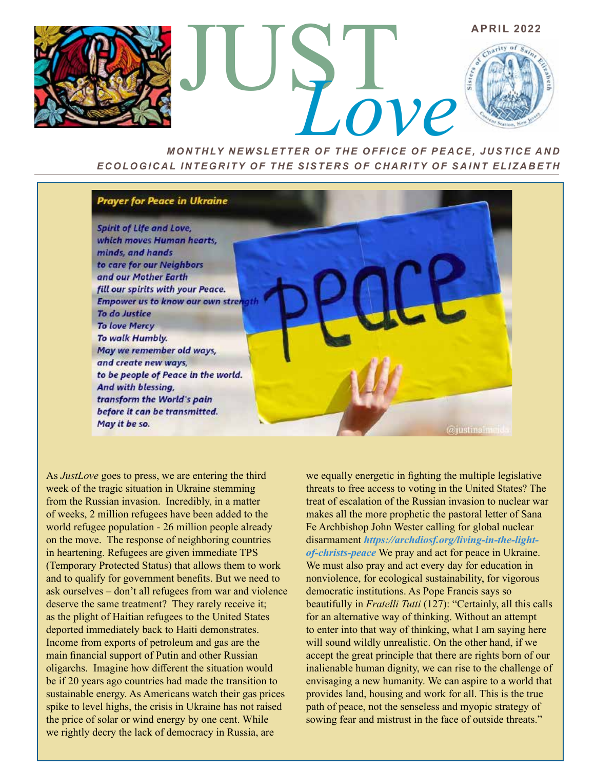# JUST *Love*

APRIL 2022

***MONTHLY NEWSLETTER OF THE OFFICE OF PEACE, JUSTICE AND ECOLOGICAL INTEGRITY OF THE SISTERS OF CHARITY OF SAINT ELIZABETH***

**Prayer for Peace in Ukraine**

*Spirit of Life and Love,*
*which moves Human hearts,*
*minds, and hands*
*to care for our Neighbors*
*and our Mother Earth*
*fill our spirits with your Peace.*
*Empower us to know our own strength*
*To do Justice*
*To love Mercy*
*To walk Humbly.*
*May we remember old ways,*
*and create new ways,*
*to be people of Peace in the world.*
*And with blessing,*
*transform the World's pain*
*before it can be transmitted.*
*May it be so.*

As *JustLove* goes to press, we are entering the third week of the tragic situation in Ukraine stemming from the Russian invasion. Incredibly, in a matter of weeks, 2 million refugees have been added to the world refugee population - 26 million people already on the move. The response of neighboring countries in heartening. Refugees are given immediate TPS (Temporary Protected Status) that allows them to work and to qualify for government benefits. But we need to ask ourselves – don't all refugees from war and violence deserve the same treatment? They rarely receive it; as the plight of Haitian refugees to the United States deported immediately back to Haiti demonstrates. Income from exports of petroleum and gas are the main financial support of Putin and other Russian oligarchs. Imagine how different the situation would be if 20 years ago countries had made the transition to sustainable energy. As Americans watch their gas prices spike to level highs, the crisis in Ukraine has not raised the price of solar or wind energy by one cent. While we rightly decry the lack of democracy in Russia, are we equally energetic in fighting the multiple legislative threats to free access to voting in the United States? The treat of escalation of the Russian invasion to nuclear war makes all the more prophetic the pastoral letter of Sana Fe Archbishop John Wester calling for global nuclear disarmament ***https://archdiosf.org/living-in-the-light-of-christs-peace*** We pray and act for peace in Ukraine. We must also pray and act every day for education in nonviolence, for ecological sustainability, for vigorous democratic institutions. As Pope Francis says so beautifully in *Fratelli Tutti* (127): "Certainly, all this calls for an alternative way of thinking. Without an attempt to enter into that way of thinking, what I am saying here will sound wildly unrealistic. On the other hand, if we accept the great principle that there are rights born of our inalienable human dignity, we can rise to the challenge of envisaging a new humanity. We can aspire to a world that provides land, housing and work for all. This is the true path of peace, not the senseless and myopic strategy of sowing fear and mistrust in the face of outside threats."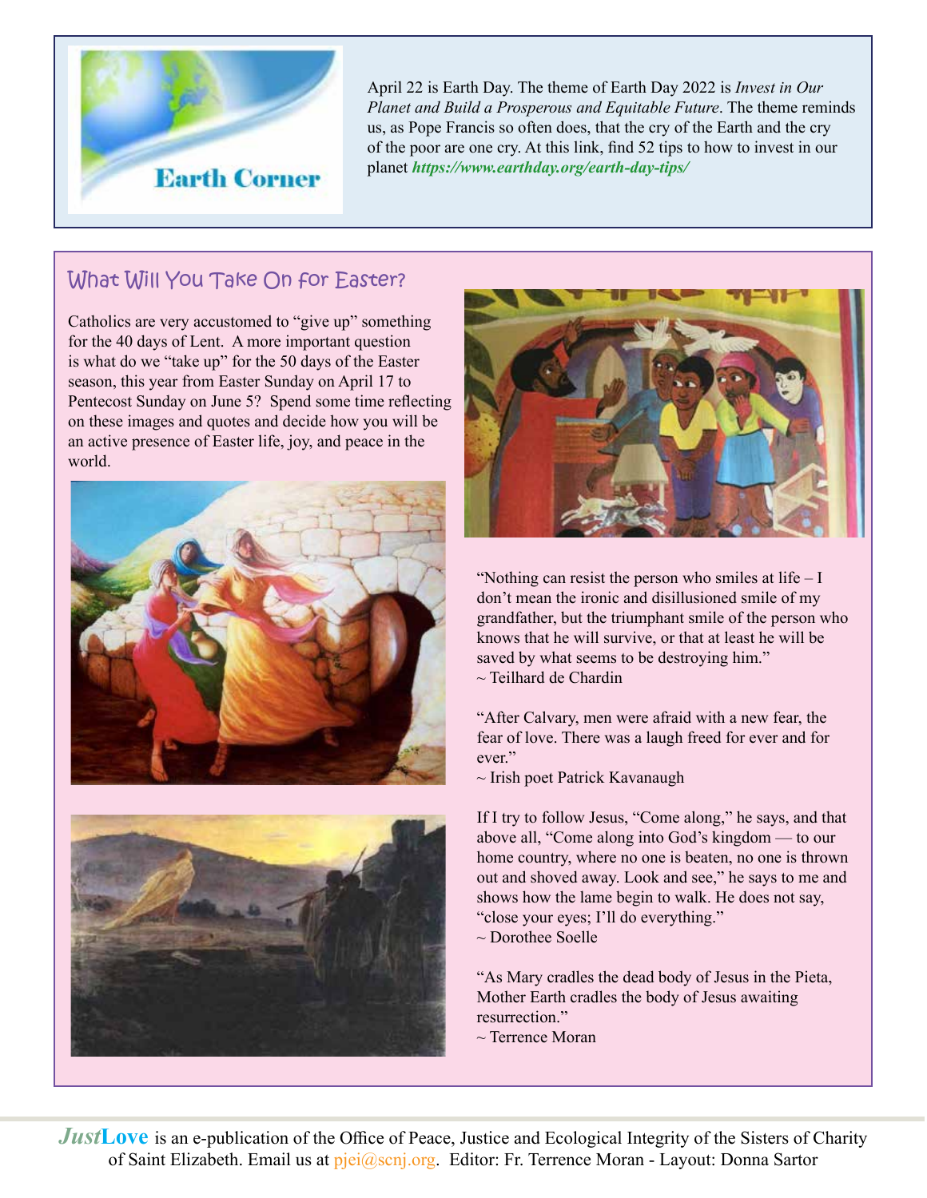Earth Corner

April 22 is Earth Day. The theme of Earth Day 2022 is *Invest in Our Planet and Build a Prosperous and Equitable Future*. The theme reminds us, as Pope Francis so often does, that the cry of the Earth and the cry of the poor are one cry. At this link, find 52 tips to how to invest in our planet ***https://www.earthday.org/earth-day-tips/***

## What Will You Take On for Easter?

Catholics are very accustomed to "give up" something for the 40 days of Lent. A more important question is what do we "take up" for the 50 days of the Easter season, this year from Easter Sunday on April 17 to Pentecost Sunday on June 5? Spend some time reflecting on these images and quotes and decide how you will be an active presence of Easter life, joy, and peace in the world.

"Nothing can resist the person who smiles at life – I don't mean the ironic and disillusioned smile of my grandfather, but the triumphant smile of the person who knows that he will survive, or that at least he will be saved by what seems to be destroying him."
~ Teilhard de Chardin

"After Calvary, men were afraid with a new fear, the fear of love. There was a laugh freed for ever and for ever."
~ Irish poet Patrick Kavanaugh

If I try to follow Jesus, "Come along," he says, and that above all, "Come along into God's kingdom — to our home country, where no one is beaten, no one is thrown out and shoved away. Look and see," he says to me and shows how the lame begin to walk. He does not say, "close your eyes; I'll do everything."
~ Dorothee Soelle

"As Mary cradles the dead body of Jesus in the Pieta, Mother Earth cradles the body of Jesus awaiting resurrection."
~ Terrence Moran

***Just*****Love** is an e-publication of the Office of Peace, Justice and Ecological Integrity of the Sisters of Charity of Saint Elizabeth. Email us at pjei@scnj.org. Editor: Fr. Terrence Moran - Layout: Donna Sartor